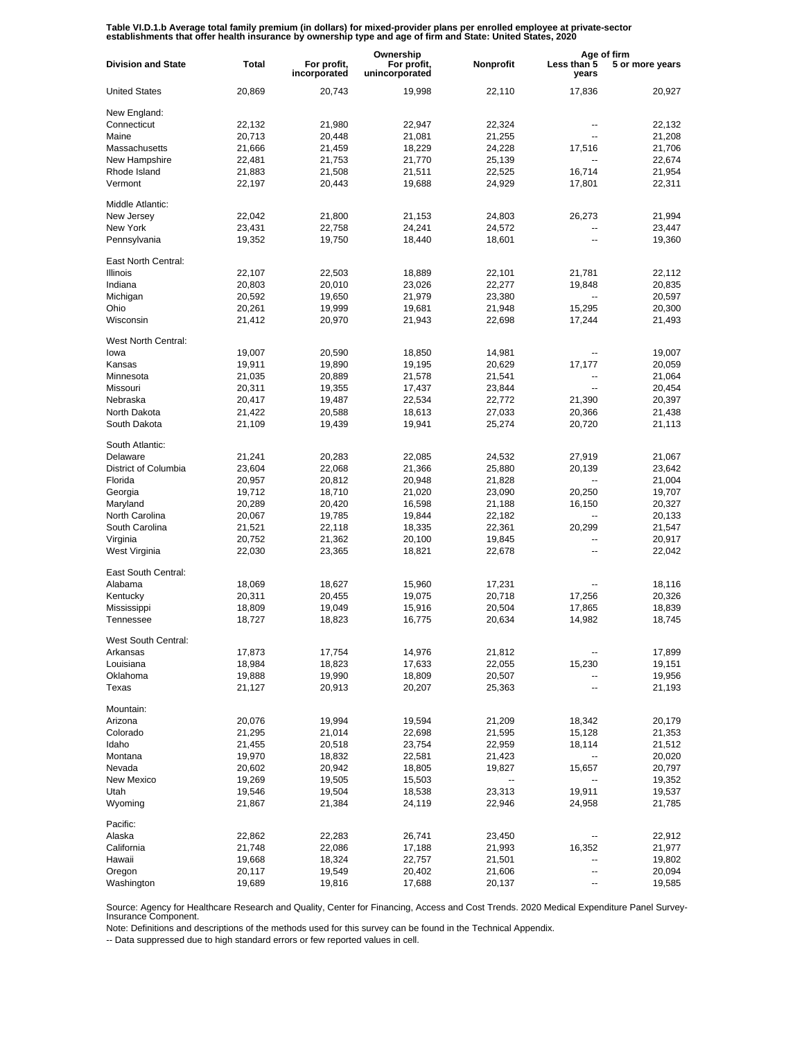**Table VI.D.1.b Average total family premium (in dollars) for mixed-provider plans per enrolled employee at private-sector establishments that offer health insurance by ownership type and age of firm and State: United States, 2020**

| Division and State | Total | Ownership | | | Age of firm | |
|---|---|---|---|---|---|---|
| | | For profit, incorporated | For profit, unincorporated | Nonprofit | Less than 5 years | 5 or more years |
| United States | 20,869 | 20,743 | 19,998 | 22,110 | 17,836 | 20,927 |
| New England: | | | | | | |
| Connecticut | 22,132 | 21,980 | 22,947 | 22,324 | -- | 22,132 |
| Maine | 20,713 | 20,448 | 21,081 | 21,255 | -- | 21,208 |
| Massachusetts | 21,666 | 21,459 | 18,229 | 24,228 | 17,516 | 21,706 |
| New Hampshire | 22,481 | 21,753 | 21,770 | 25,139 | -- | 22,674 |
| Rhode Island | 21,883 | 21,508 | 21,511 | 22,525 | 16,714 | 21,954 |
| Vermont | 22,197 | 20,443 | 19,688 | 24,929 | 17,801 | 22,311 |
| Middle Atlantic: | | | | | | |
| New Jersey | 22,042 | 21,800 | 21,153 | 24,803 | 26,273 | 21,994 |
| New York | 23,431 | 22,758 | 24,241 | 24,572 | -- | 23,447 |
| Pennsylvania | 19,352 | 19,750 | 18,440 | 18,601 | -- | 19,360 |
| East North Central: | | | | | | |
| Illinois | 22,107 | 22,503 | 18,889 | 22,101 | 21,781 | 22,112 |
| Indiana | 20,803 | 20,010 | 23,026 | 22,277 | 19,848 | 20,835 |
| Michigan | 20,592 | 19,650 | 21,979 | 23,380 | -- | 20,597 |
| Ohio | 20,261 | 19,999 | 19,681 | 21,948 | 15,295 | 20,300 |
| Wisconsin | 21,412 | 20,970 | 21,943 | 22,698 | 17,244 | 21,493 |
| West North Central: | | | | | | |
| Iowa | 19,007 | 20,590 | 18,850 | 14,981 | -- | 19,007 |
| Kansas | 19,911 | 19,890 | 19,195 | 20,629 | 17,177 | 20,059 |
| Minnesota | 21,035 | 20,889 | 21,578 | 21,541 | -- | 21,064 |
| Missouri | 20,311 | 19,355 | 17,437 | 23,844 | -- | 20,454 |
| Nebraska | 20,417 | 19,487 | 22,534 | 22,772 | 21,390 | 20,397 |
| North Dakota | 21,422 | 20,588 | 18,613 | 27,033 | 20,366 | 21,438 |
| South Dakota | 21,109 | 19,439 | 19,941 | 25,274 | 20,720 | 21,113 |
| South Atlantic: | | | | | | |
| Delaware | 21,241 | 20,283 | 22,085 | 24,532 | 27,919 | 21,067 |
| District of Columbia | 23,604 | 22,068 | 21,366 | 25,880 | 20,139 | 23,642 |
| Florida | 20,957 | 20,812 | 20,948 | 21,828 | -- | 21,004 |
| Georgia | 19,712 | 18,710 | 21,020 | 23,090 | 20,250 | 19,707 |
| Maryland | 20,289 | 20,420 | 16,598 | 21,188 | 16,150 | 20,327 |
| North Carolina | 20,067 | 19,785 | 19,844 | 22,182 | -- | 20,133 |
| South Carolina | 21,521 | 22,118 | 18,335 | 22,361 | 20,299 | 21,547 |
| Virginia | 20,752 | 21,362 | 20,100 | 19,845 | -- | 20,917 |
| West Virginia | 22,030 | 23,365 | 18,821 | 22,678 | -- | 22,042 |
| East South Central: | | | | | | |
| Alabama | 18,069 | 18,627 | 15,960 | 17,231 | -- | 18,116 |
| Kentucky | 20,311 | 20,455 | 19,075 | 20,718 | 17,256 | 20,326 |
| Mississippi | 18,809 | 19,049 | 15,916 | 20,504 | 17,865 | 18,839 |
| Tennessee | 18,727 | 18,823 | 16,775 | 20,634 | 14,982 | 18,745 |
| West South Central: | | | | | | |
| Arkansas | 17,873 | 17,754 | 14,976 | 21,812 | -- | 17,899 |
| Louisiana | 18,984 | 18,823 | 17,633 | 22,055 | 15,230 | 19,151 |
| Oklahoma | 19,888 | 19,990 | 18,809 | 20,507 | -- | 19,956 |
| Texas | 21,127 | 20,913 | 20,207 | 25,363 | -- | 21,193 |
| Mountain: | | | | | | |
| Arizona | 20,076 | 19,994 | 19,594 | 21,209 | 18,342 | 20,179 |
| Colorado | 21,295 | 21,014 | 22,698 | 21,595 | 15,128 | 21,353 |
| Idaho | 21,455 | 20,518 | 23,754 | 22,959 | 18,114 | 21,512 |
| Montana | 19,970 | 18,832 | 22,581 | 21,423 | -- | 20,020 |
| Nevada | 20,602 | 20,942 | 18,805 | 19,827 | 15,657 | 20,797 |
| New Mexico | 19,269 | 19,505 | 15,503 | -- | -- | 19,352 |
| Utah | 19,546 | 19,504 | 18,538 | 23,313 | 19,911 | 19,537 |
| Wyoming | 21,867 | 21,384 | 24,119 | 22,946 | 24,958 | 21,785 |
| Pacific: | | | | | | |
| Alaska | 22,862 | 22,283 | 26,741 | 23,450 | -- | 22,912 |
| California | 21,748 | 22,086 | 17,188 | 21,993 | 16,352 | 21,977 |
| Hawaii | 19,668 | 18,324 | 22,757 | 21,501 | -- | 19,802 |
| Oregon | 20,117 | 19,549 | 20,402 | 21,606 | -- | 20,094 |
| Washington | 19,689 | 19,816 | 17,688 | 20,137 | -- | 19,585 |

Source: Agency for Healthcare Research and Quality, Center for Financing, Access and Cost Trends. 2020 Medical Expenditure Panel Survey-Insurance Component.

Note: Definitions and descriptions of the methods used for this survey can be found in the Technical Appendix.

-- Data suppressed due to high standard errors or few reported values in cell.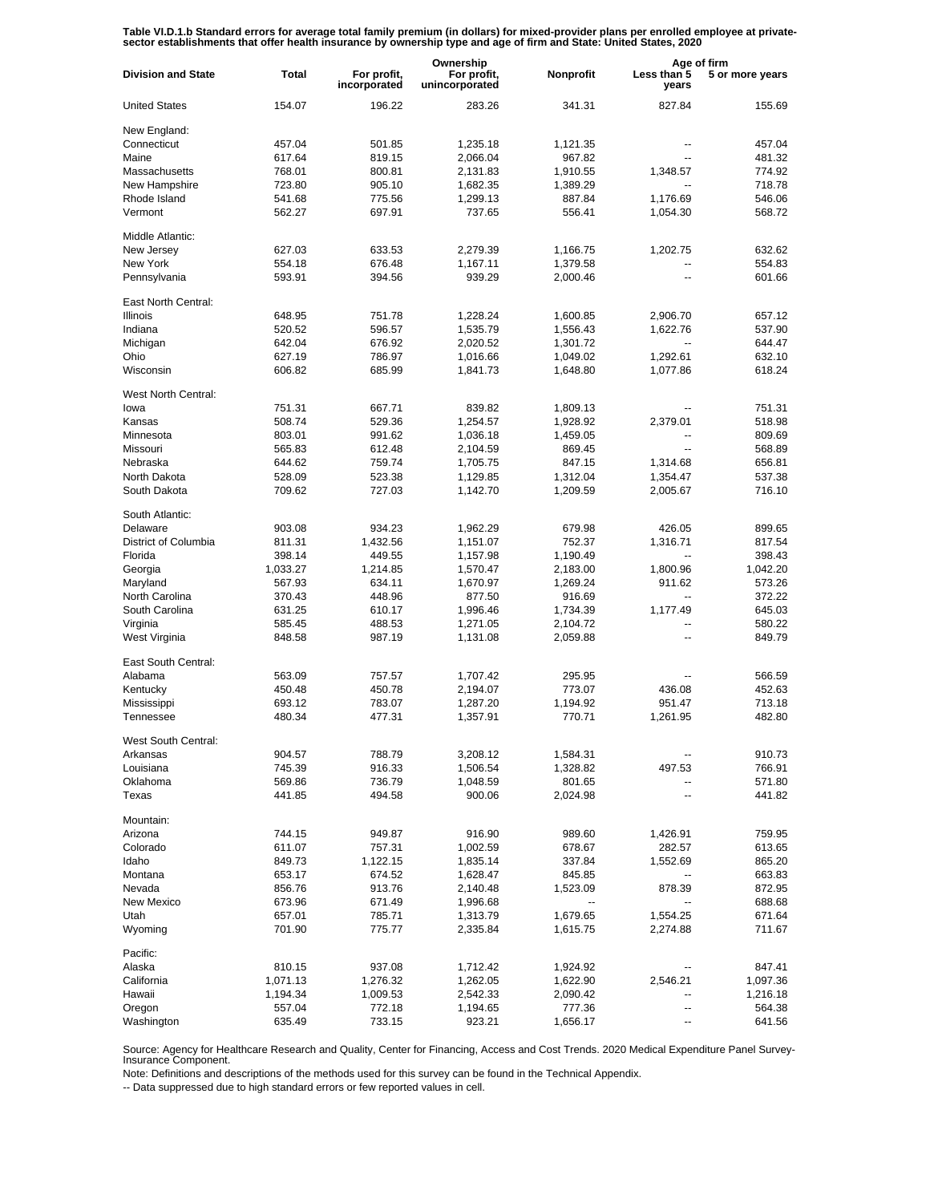**Table VI.D.1.b Standard errors for average total family premium (in dollars) for mixed-provider plans per enrolled employee at private-sector establishments that offer health insurance by ownership type and age of firm and State: United States, 2020**

| Division and State | Total | Ownership | | | Age of firm | |
|---|---|---|---|---|---|---|
| | | For profit, incorporated | For profit, unincorporated | Nonprofit | Less than 5 years | 5 or more years |
| United States | 154.07 | 196.22 | 283.26 | 341.31 | 827.84 | 155.69 |
| New England: | | | | | | |
| Connecticut | 457.04 | 501.85 | 1,235.18 | 1,121.35 | -- | 457.04 |
| Maine | 617.64 | 819.15 | 2,066.04 | 967.82 | -- | 481.32 |
| Massachusetts | 768.01 | 800.81 | 2,131.83 | 1,910.55 | 1,348.57 | 774.92 |
| New Hampshire | 723.80 | 905.10 | 1,682.35 | 1,389.29 | -- | 718.78 |
| Rhode Island | 541.68 | 775.56 | 1,299.13 | 887.84 | 1,176.69 | 546.06 |
| Vermont | 562.27 | 697.91 | 737.65 | 556.41 | 1,054.30 | 568.72 |
| Middle Atlantic: | | | | | | |
| New Jersey | 627.03 | 633.53 | 2,279.39 | 1,166.75 | 1,202.75 | 632.62 |
| New York | 554.18 | 676.48 | 1,167.11 | 1,379.58 | -- | 554.83 |
| Pennsylvania | 593.91 | 394.56 | 939.29 | 2,000.46 | -- | 601.66 |
| East North Central: | | | | | | |
| Illinois | 648.95 | 751.78 | 1,228.24 | 1,600.85 | 2,906.70 | 657.12 |
| Indiana | 520.52 | 596.57 | 1,535.79 | 1,556.43 | 1,622.76 | 537.90 |
| Michigan | 642.04 | 676.92 | 2,020.52 | 1,301.72 | -- | 644.47 |
| Ohio | 627.19 | 786.97 | 1,016.66 | 1,049.02 | 1,292.61 | 632.10 |
| Wisconsin | 606.82 | 685.99 | 1,841.73 | 1,648.80 | 1,077.86 | 618.24 |
| West North Central: | | | | | | |
| Iowa | 751.31 | 667.71 | 839.82 | 1,809.13 | -- | 751.31 |
| Kansas | 508.74 | 529.36 | 1,254.57 | 1,928.92 | 2,379.01 | 518.98 |
| Minnesota | 803.01 | 991.62 | 1,036.18 | 1,459.05 | -- | 809.69 |
| Missouri | 565.83 | 612.48 | 2,104.59 | 869.45 | -- | 568.89 |
| Nebraska | 644.62 | 759.74 | 1,705.75 | 847.15 | 1,314.68 | 656.81 |
| North Dakota | 528.09 | 523.38 | 1,129.85 | 1,312.04 | 1,354.47 | 537.38 |
| South Dakota | 709.62 | 727.03 | 1,142.70 | 1,209.59 | 2,005.67 | 716.10 |
| South Atlantic: | | | | | | |
| Delaware | 903.08 | 934.23 | 1,962.29 | 679.98 | 426.05 | 899.65 |
| District of Columbia | 811.31 | 1,432.56 | 1,151.07 | 752.37 | 1,316.71 | 817.54 |
| Florida | 398.14 | 449.55 | 1,157.98 | 1,190.49 | -- | 398.43 |
| Georgia | 1,033.27 | 1,214.85 | 1,570.47 | 2,183.00 | 1,800.96 | 1,042.20 |
| Maryland | 567.93 | 634.11 | 1,670.97 | 1,269.24 | 911.62 | 573.26 |
| North Carolina | 370.43 | 448.96 | 877.50 | 916.69 | -- | 372.22 |
| South Carolina | 631.25 | 610.17 | 1,996.46 | 1,734.39 | 1,177.49 | 645.03 |
| Virginia | 585.45 | 488.53 | 1,271.05 | 2,104.72 | -- | 580.22 |
| West Virginia | 848.58 | 987.19 | 1,131.08 | 2,059.88 | -- | 849.79 |
| East South Central: | | | | | | |
| Alabama | 563.09 | 757.57 | 1,707.42 | 295.95 | -- | 566.59 |
| Kentucky | 450.48 | 450.78 | 2,194.07 | 773.07 | 436.08 | 452.63 |
| Mississippi | 693.12 | 783.07 | 1,287.20 | 1,194.92 | 951.47 | 713.18 |
| Tennessee | 480.34 | 477.31 | 1,357.91 | 770.71 | 1,261.95 | 482.80 |
| West South Central: | | | | | | |
| Arkansas | 904.57 | 788.79 | 3,208.12 | 1,584.31 | -- | 910.73 |
| Louisiana | 745.39 | 916.33 | 1,506.54 | 1,328.82 | 497.53 | 766.91 |
| Oklahoma | 569.86 | 736.79 | 1,048.59 | 801.65 | -- | 571.80 |
| Texas | 441.85 | 494.58 | 900.06 | 2,024.98 | -- | 441.82 |
| Mountain: | | | | | | |
| Arizona | 744.15 | 949.87 | 916.90 | 989.60 | 1,426.91 | 759.95 |
| Colorado | 611.07 | 757.31 | 1,002.59 | 678.67 | 282.57 | 613.65 |
| Idaho | 849.73 | 1,122.15 | 1,835.14 | 337.84 | 1,552.69 | 865.20 |
| Montana | 653.17 | 674.52 | 1,628.47 | 845.85 | -- | 663.83 |
| Nevada | 856.76 | 913.76 | 2,140.48 | 1,523.09 | 878.39 | 872.95 |
| New Mexico | 673.96 | 671.49 | 1,996.68 | -- | -- | 688.68 |
| Utah | 657.01 | 785.71 | 1,313.79 | 1,679.65 | 1,554.25 | 671.64 |
| Wyoming | 701.90 | 775.77 | 2,335.84 | 1,615.75 | 2,274.88 | 711.67 |
| Pacific: | | | | | | |
| Alaska | 810.15 | 937.08 | 1,712.42 | 1,924.92 | -- | 847.41 |
| California | 1,071.13 | 1,276.32 | 1,262.05 | 1,622.90 | 2,546.21 | 1,097.36 |
| Hawaii | 1,194.34 | 1,009.53 | 2,542.33 | 2,090.42 | -- | 1,216.18 |
| Oregon | 557.04 | 772.18 | 1,194.65 | 777.36 | -- | 564.38 |
| Washington | 635.49 | 733.15 | 923.21 | 1,656.17 | -- | 641.56 |

Source: Agency for Healthcare Research and Quality, Center for Financing, Access and Cost Trends. 2020 Medical Expenditure Panel Survey-Insurance Component.

Note: Definitions and descriptions of the methods used for this survey can be found in the Technical Appendix.

-- Data suppressed due to high standard errors or few reported values in cell.